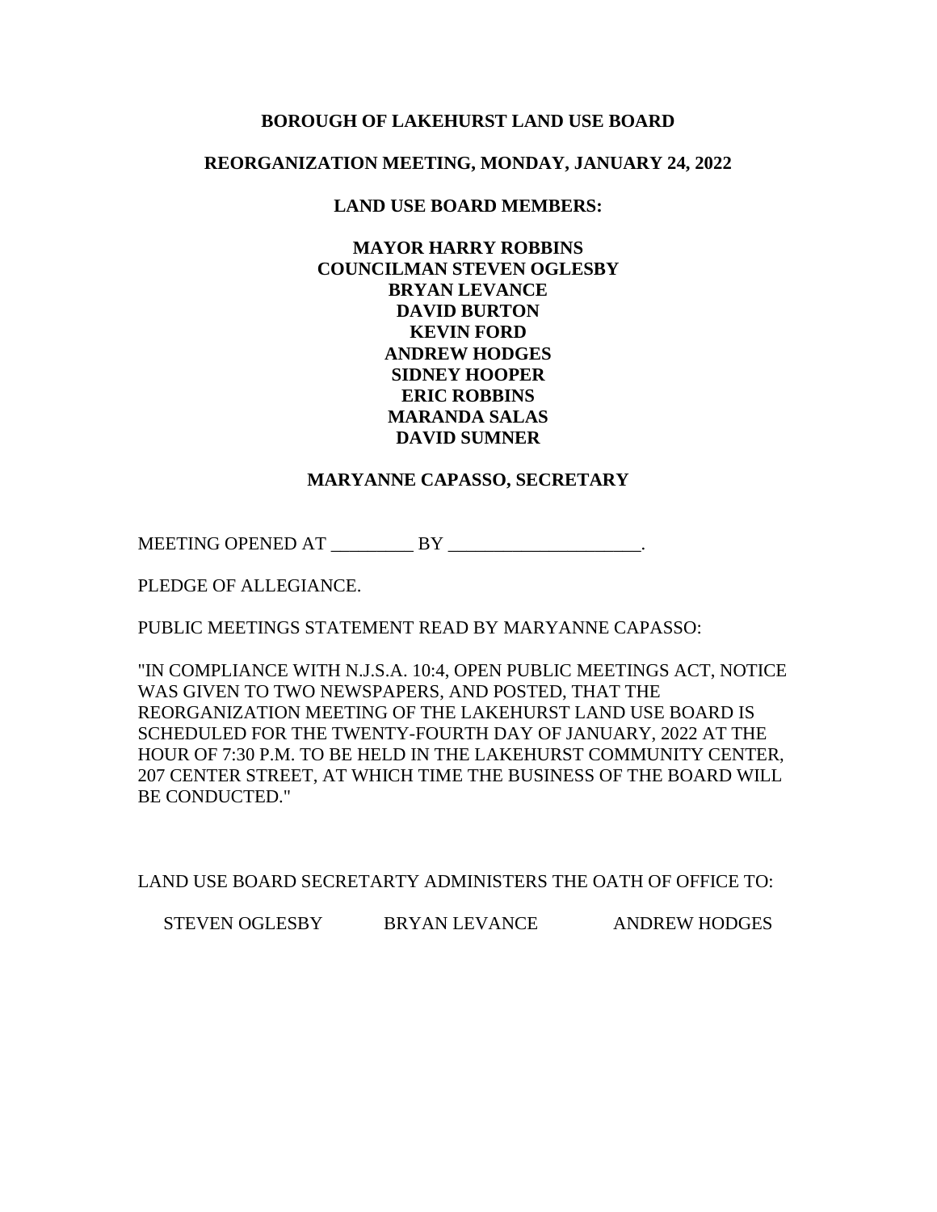**BOROUGH OF LAKEHURST LAND USE BOARD**

**REORGANIZATION MEETING, MONDAY, JANUARY 24, 2022**

**LAND USE BOARD MEMBERS:**

**MAYOR HARRY ROBBINS**
**COUNCILMAN STEVEN OGLESBY**
**BRYAN LEVANCE**
**DAVID BURTON**
**KEVIN FORD**
**ANDREW HODGES**
**SIDNEY HOOPER**
**ERIC ROBBINS**
**MARANDA SALAS**
**DAVID SUMNER**

**MARYANNE CAPASSO, SECRETARY**

MEETING OPENED AT _________ BY _____________________.

PLEDGE OF ALLEGIANCE.

PUBLIC MEETINGS STATEMENT READ BY MARYANNE CAPASSO:

"IN COMPLIANCE WITH N.J.S.A. 10:4, OPEN PUBLIC MEETINGS ACT, NOTICE WAS GIVEN TO TWO NEWSPAPERS, AND POSTED, THAT THE REORGANIZATION MEETING OF THE LAKEHURST LAND USE BOARD IS SCHEDULED FOR THE TWENTY-FOURTH DAY OF JANUARY, 2022 AT THE HOUR OF 7:30 P.M. TO BE HELD IN THE LAKEHURST COMMUNITY CENTER, 207 CENTER STREET, AT WHICH TIME THE BUSINESS OF THE BOARD WILL BE CONDUCTED."

LAND USE BOARD SECRETARTY ADMINISTERS THE OATH OF OFFICE TO:

STEVEN OGLESBY    BRYAN LEVANCE    ANDREW HODGES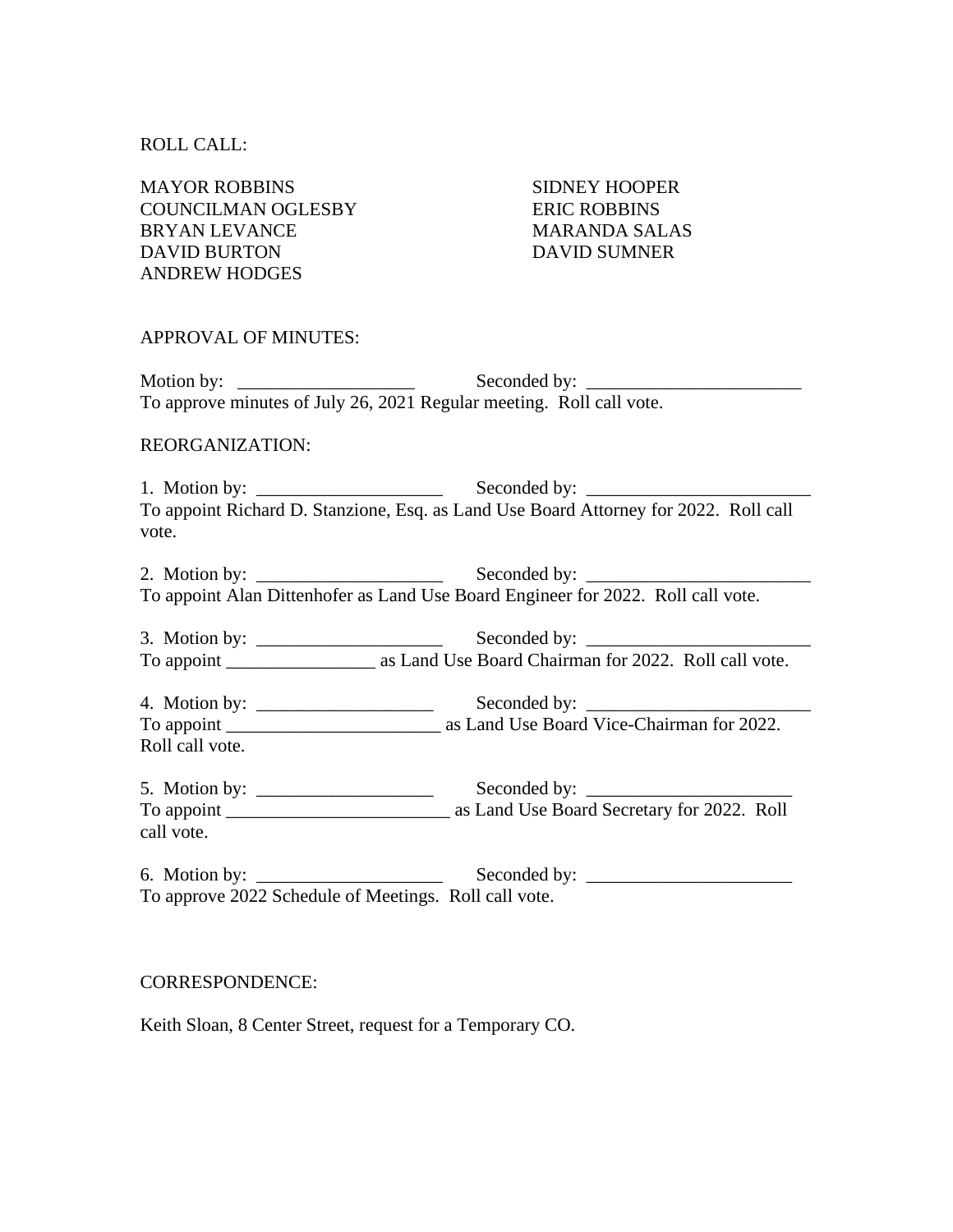ROLL CALL:

MAYOR ROBBINS
COUNCILMAN OGLESBY
BRYAN LEVANCE
DAVID BURTON
ANDREW HODGES
SIDNEY HOOPER
ERIC ROBBINS
MARANDA SALAS
DAVID SUMNER

APPROVAL OF MINUTES:

Motion by: ___________________ Seconded by: _______________________
To approve minutes of July 26, 2021 Regular meeting. Roll call vote.

REORGANIZATION:

1. Motion by: ____________________ Seconded by: ________________________
To appoint Richard D. Stanzione, Esq. as Land Use Board Attorney for 2022. Roll call vote.

2. Motion by: ____________________ Seconded by: ________________________
To appoint Alan Dittenhofer as Land Use Board Engineer for 2022. Roll call vote.

3. Motion by: ____________________ Seconded by: ________________________
To appoint ________________ as Land Use Board Chairman for 2022. Roll call vote.

4. Motion by: ___________________ Seconded by: ________________________
To appoint _______________________ as Land Use Board Vice-Chairman for 2022. Roll call vote.

5. Motion by: ___________________ Seconded by: ______________________
To appoint ________________________ as Land Use Board Secretary for 2022. Roll call vote.

6. Motion by: ____________________ Seconded by: ______________________
To approve 2022 Schedule of Meetings. Roll call vote.

CORRESPONDENCE:

Keith Sloan, 8 Center Street, request for a Temporary CO.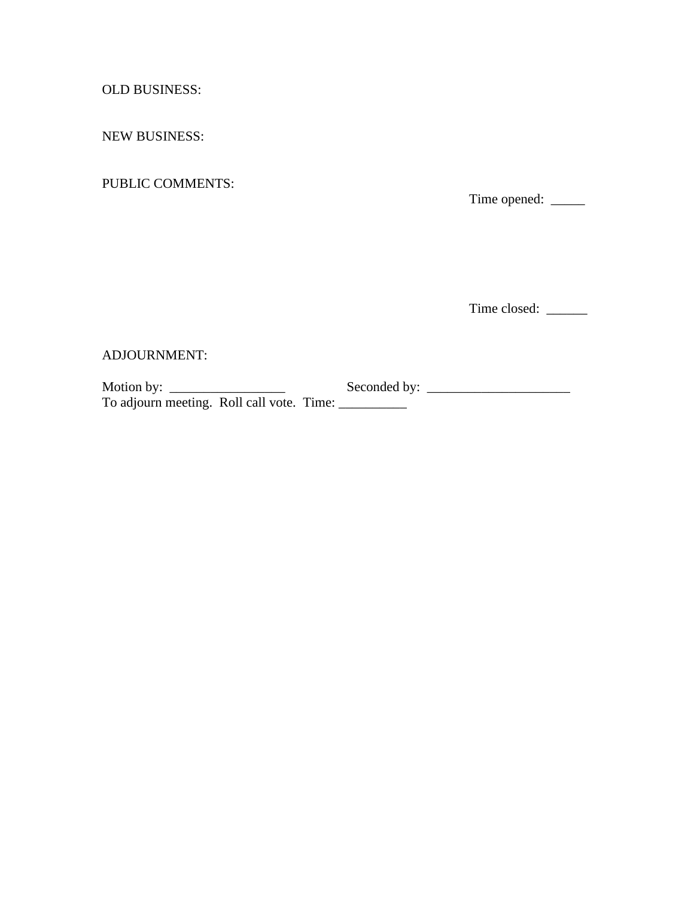OLD BUSINESS:

NEW BUSINESS:

PUBLIC COMMENTS:

Time opened: _____

Time closed: ______

ADJOURNMENT:

Motion by: _________________ Seconded by: _____________________
To adjourn meeting. Roll call vote. Time: __________